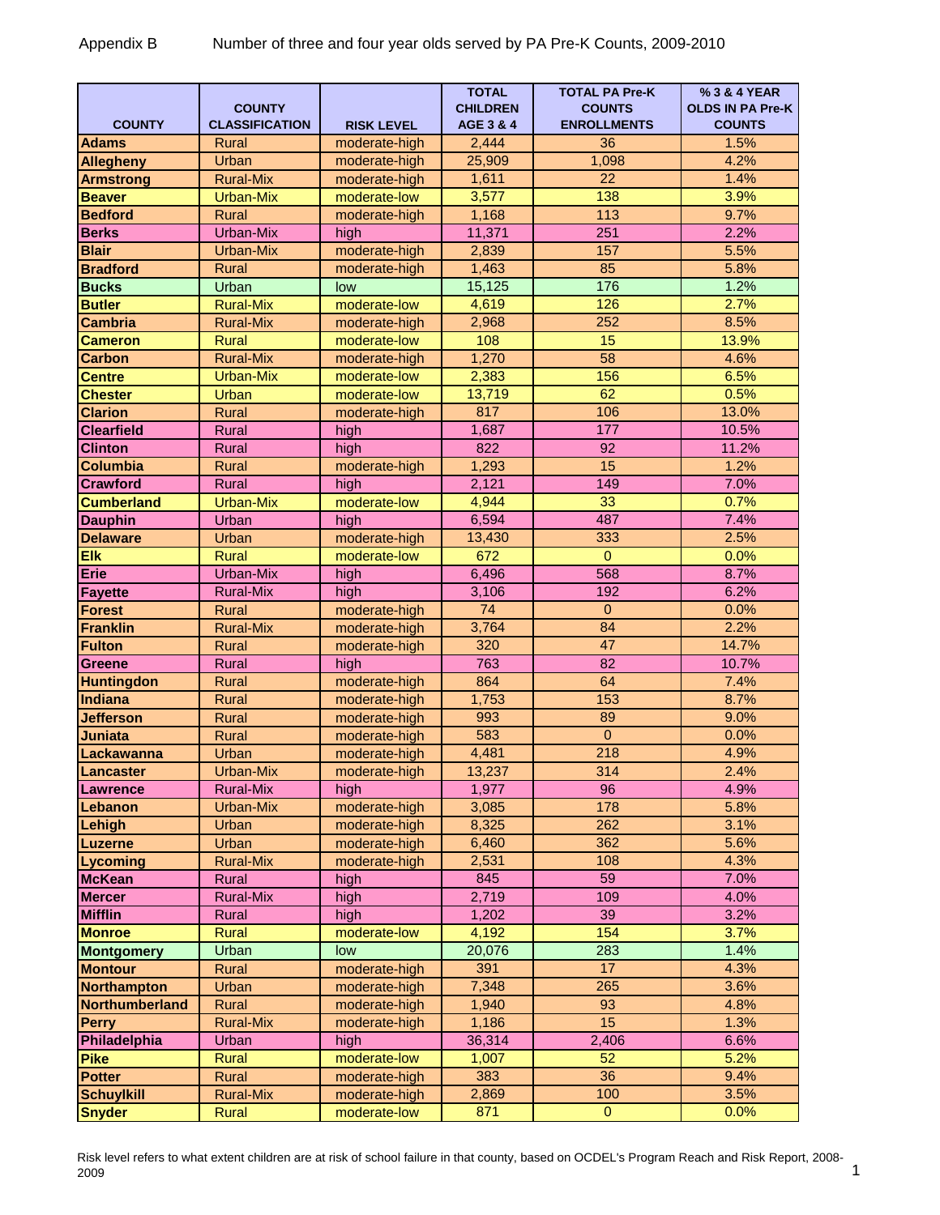Appendix B Number of three and four year olds served by PA Pre-K Counts, 2009-2010

| COUNTY | COUNTY CLASSIFICATION | RISK LEVEL | TOTAL CHILDREN AGE 3 & 4 | TOTAL PA Pre-K COUNTS ENROLLMENTS | % 3 & 4 YEAR OLDS IN PA Pre-K COUNTS |
|---|---|---|---|---|---|
| **Adams** | Rural | moderate-high | 2,444 | 36 | 1.5% |
| **Allegheny** | Urban | moderate-high | 25,909 | 1,098 | 4.2% |
| **Armstrong** | Rural-Mix | moderate-high | 1,611 | 22 | 1.4% |
| **Beaver** | Urban-Mix | moderate-low | 3,577 | 138 | 3.9% |
| **Bedford** | Rural | moderate-high | 1,168 | 113 | 9.7% |
| **Berks** | Urban-Mix | high | 11,371 | 251 | 2.2% |
| **Blair** | Urban-Mix | moderate-high | 2,839 | 157 | 5.5% |
| **Bradford** | Rural | moderate-high | 1,463 | 85 | 5.8% |
| **Bucks** | Urban | low | 15,125 | 176 | 1.2% |
| **Butler** | Rural-Mix | moderate-low | 4,619 | 126 | 2.7% |
| **Cambria** | Rural-Mix | moderate-high | 2,968 | 252 | 8.5% |
| **Cameron** | Rural | moderate-low | 108 | 15 | 13.9% |
| **Carbon** | Rural-Mix | moderate-high | 1,270 | 58 | 4.6% |
| **Centre** | Urban-Mix | moderate-low | 2,383 | 156 | 6.5% |
| **Chester** | Urban | moderate-low | 13,719 | 62 | 0.5% |
| **Clarion** | Rural | moderate-high | 817 | 106 | 13.0% |
| **Clearfield** | Rural | high | 1,687 | 177 | 10.5% |
| **Clinton** | Rural | high | 822 | 92 | 11.2% |
| **Columbia** | Rural | moderate-high | 1,293 | 15 | 1.2% |
| **Crawford** | Rural | high | 2,121 | 149 | 7.0% |
| **Cumberland** | Urban-Mix | moderate-low | 4,944 | 33 | 0.7% |
| **Dauphin** | Urban | high | 6,594 | 487 | 7.4% |
| **Delaware** | Urban | moderate-high | 13,430 | 333 | 2.5% |
| **Elk** | Rural | moderate-low | 672 | 0 | 0.0% |
| **Erie** | Urban-Mix | high | 6,496 | 568 | 8.7% |
| **Fayette** | Rural-Mix | high | 3,106 | 192 | 6.2% |
| **Forest** | Rural | moderate-high | 74 | 0 | 0.0% |
| **Franklin** | Rural-Mix | moderate-high | 3,764 | 84 | 2.2% |
| **Fulton** | Rural | moderate-high | 320 | 47 | 14.7% |
| **Greene** | Rural | high | 763 | 82 | 10.7% |
| **Huntingdon** | Rural | moderate-high | 864 | 64 | 7.4% |
| **Indiana** | Rural | moderate-high | 1,753 | 153 | 8.7% |
| **Jefferson** | Rural | moderate-high | 993 | 89 | 9.0% |
| **Juniata** | Rural | moderate-high | 583 | 0 | 0.0% |
| **Lackawanna** | Urban | moderate-high | 4,481 | 218 | 4.9% |
| **Lancaster** | Urban-Mix | moderate-high | 13,237 | 314 | 2.4% |
| **Lawrence** | Rural-Mix | high | 1,977 | 96 | 4.9% |
| **Lebanon** | Urban-Mix | moderate-high | 3,085 | 178 | 5.8% |
| **Lehigh** | Urban | moderate-high | 8,325 | 262 | 3.1% |
| **Luzerne** | Urban | moderate-high | 6,460 | 362 | 5.6% |
| **Lycoming** | Rural-Mix | moderate-high | 2,531 | 108 | 4.3% |
| **McKean** | Rural | high | 845 | 59 | 7.0% |
| **Mercer** | Rural-Mix | high | 2,719 | 109 | 4.0% |
| **Mifflin** | Rural | high | 1,202 | 39 | 3.2% |
| **Monroe** | Rural | moderate-low | 4,192 | 154 | 3.7% |
| **Montgomery** | Urban | low | 20,076 | 283 | 1.4% |
| **Montour** | Rural | moderate-high | 391 | 17 | 4.3% |
| **Northampton** | Urban | moderate-high | 7,348 | 265 | 3.6% |
| **Northumberland** | Rural | moderate-high | 1,940 | 93 | 4.8% |
| **Perry** | Rural-Mix | moderate-high | 1,186 | 15 | 1.3% |
| **Philadelphia** | Urban | high | 36,314 | 2,406 | 6.6% |
| **Pike** | Rural | moderate-low | 1,007 | 52 | 5.2% |
| **Potter** | Rural | moderate-high | 383 | 36 | 9.4% |
| **Schuylkill** | Rural-Mix | moderate-high | 2,869 | 100 | 3.5% |
| **Snyder** | Rural | moderate-low | 871 | 0 | 0.0% |

Risk level refers to what extent children are at risk of school failure in that county, based on OCDEL's Program Reach and Risk Report, 2008-2009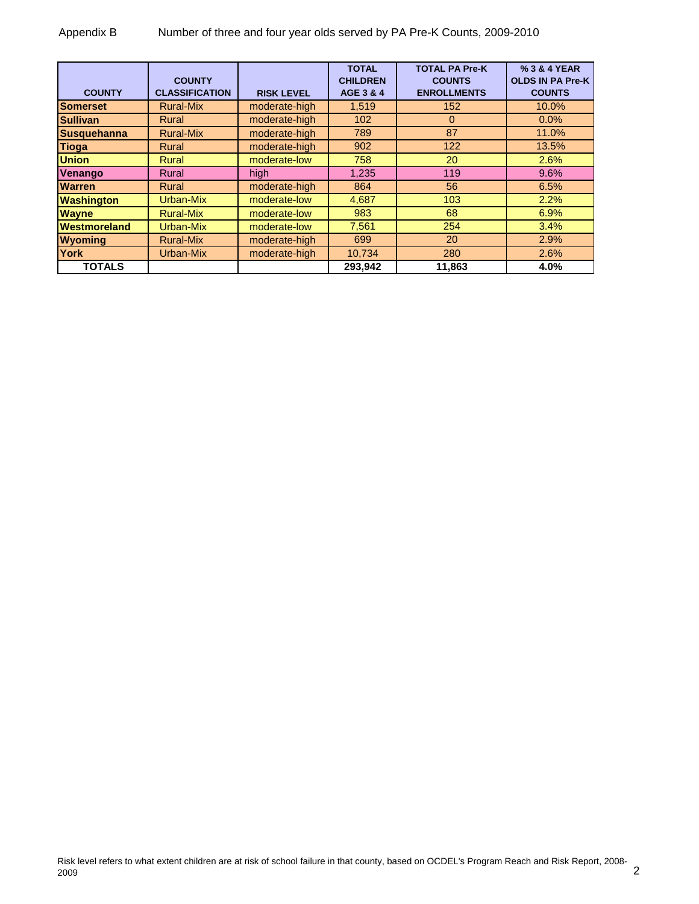Appendix B Number of three and four year olds served by PA Pre-K Counts, 2009-2010

| COUNTY | COUNTY CLASSIFICATION | RISK LEVEL | TOTAL CHILDREN AGE 3 & 4 | TOTAL PA Pre-K COUNTS ENROLLMENTS | % 3 & 4 YEAR OLDS IN PA Pre-K COUNTS |
|---|---|---|---|---|---|
| **Somerset** | Rural-Mix | moderate-high | 1,519 | 152 | 10.0% |
| **Sullivan** | Rural | moderate-high | 102 | 0 | 0.0% |
| **Susquehanna** | Rural-Mix | moderate-high | 789 | 87 | 11.0% |
| **Tioga** | Rural | moderate-high | 902 | 122 | 13.5% |
| **Union** | Rural | moderate-low | 758 | 20 | 2.6% |
| **Venango** | Rural | high | 1,235 | 119 | 9.6% |
| **Warren** | Rural | moderate-high | 864 | 56 | 6.5% |
| **Washington** | Urban-Mix | moderate-low | 4,687 | 103 | 2.2% |
| **Wayne** | Rural-Mix | moderate-low | 983 | 68 | 6.9% |
| **Westmoreland** | Urban-Mix | moderate-low | 7,561 | 254 | 3.4% |
| **Wyoming** | Rural-Mix | moderate-high | 699 | 20 | 2.9% |
| **York** | Urban-Mix | moderate-high | 10,734 | 280 | 2.6% |
| **TOTALS** | | | **293,942** | **11,863** | **4.0%** |

Risk level refers to what extent children are at risk of school failure in that county, based on OCDEL's Program Reach and Risk Report, 2008-2009